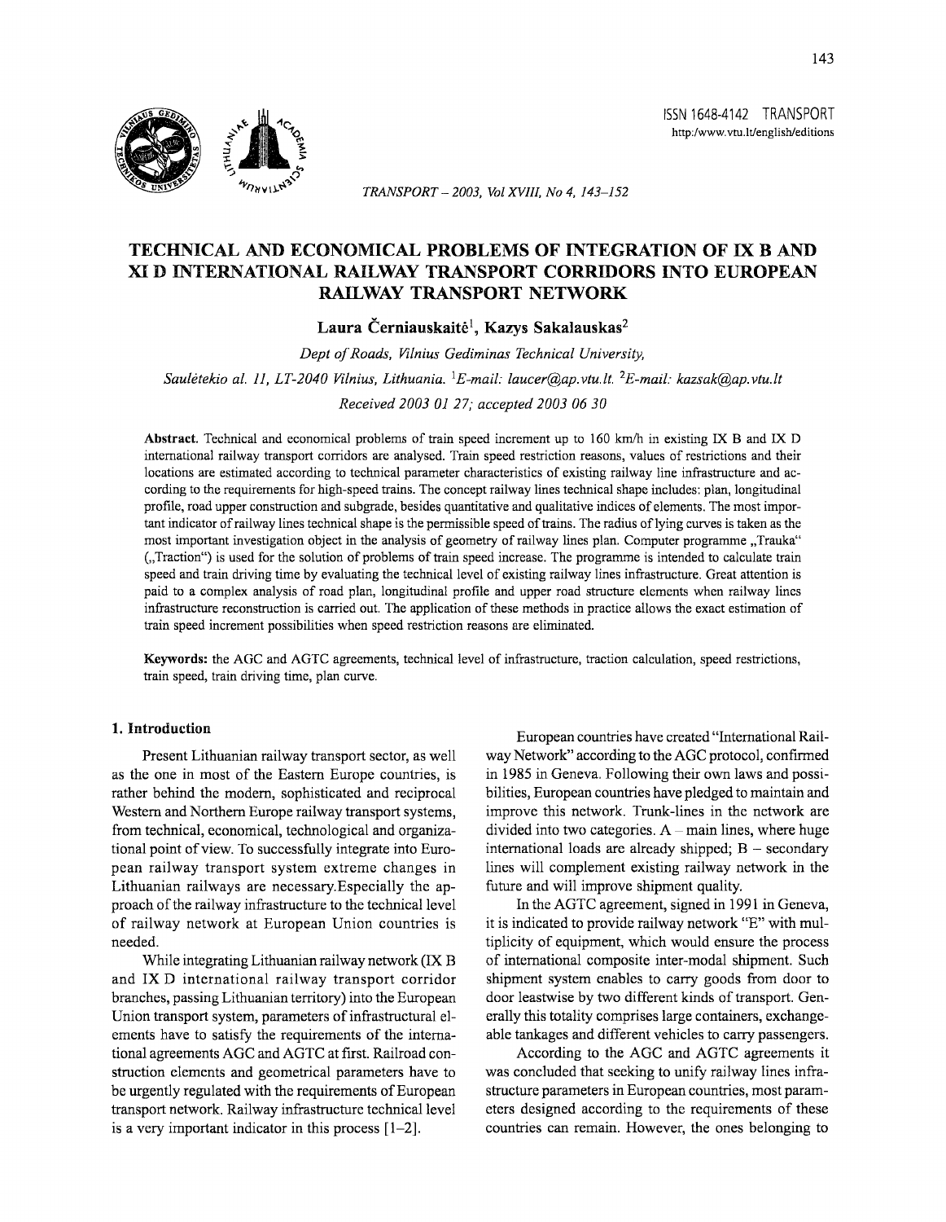ISSN 1648-4142 TRANSPORT
http:/www.vtu.lt/english/editions

# TECHNICAL AND ECONOMICAL PROBLEMS OF INTEGRATION OF IX B AND XI D INTERNATIONAL RAILWAY TRANSPORT CORRIDORS INTO EUROPEAN RAILWAY TRANSPORT NETWORK

**Laura Černiauskaitė[1], Kazys Sakalauskas[2]**

*Dept of Roads, Vilnius Gediminas Technical University,*

*Saulėtekio al. 11, LT-2040 Vilnius, Lithuania. [1]E-mail: laucer@ap.vtu.lt. [2]E-mail: kazsak@ap.vtu.lt*

*Received 2003 01 27; accepted 2003 06 30*

**Abstract.** Technical and economical problems of train speed increment up to 160 km/h in existing IX B and IX D international railway transport corridors are analysed. Train speed restriction reasons, values of restrictions and their locations are estimated according to technical parameter characteristics of existing railway line infrastructure and according to the requirements for high-speed trains. The concept railway lines technical shape includes: plan, longitudinal profile, road upper construction and subgrade, besides quantitative and qualitative indices of elements. The most important indicator of railway lines technical shape is the permissible speed of trains. The radius of lying curves is taken as the most important investigation object in the analysis of geometry of railway lines plan. Computer programme „Trauka" („Traction") is used for the solution of problems of train speed increase. The programme is intended to calculate train speed and train driving time by evaluating the technical level of existing railway lines infrastructure. Great attention is paid to a complex analysis of road plan, longitudinal profile and upper road structure elements when railway lines infrastructure reconstruction is carried out. The application of these methods in practice allows the exact estimation of train speed increment possibilities when speed restriction reasons are eliminated.

**Keywords:** the AGC and AGTC agreements, technical level of infrastructure, traction calculation, speed restrictions, train speed, train driving time, plan curve.

## 1. Introduction

Present Lithuanian railway transport sector, as well as the one in most of the Eastern Europe countries, is rather behind the modern, sophisticated and reciprocal Western and Northern Europe railway transport systems, from technical, economical, technological and organizational point of view. To successfully integrate into European railway transport system extreme changes in Lithuanian railways are necessary.Especially the approach of the railway infrastructure to the technical level of railway network at European Union countries is needed.

While integrating Lithuanian railway network (IX B and IX D international railway transport corridor branches, passing Lithuanian territory) into the European Union transport system, parameters of infrastructural elements have to satisfy the requirements of the international agreements AGC and AGTC at first. Railroad construction elements and geometrical parameters have to be urgently regulated with the requirements of European transport network. Railway infrastructure technical level is a very important indicator in this process [1–2].

European countries have created "International Railway Network" according to the AGC protocol, confirmed in 1985 in Geneva. Following their own laws and possibilities, European countries have pledged to maintain and improve this network. Trunk-lines in the network are divided into two categories. A – main lines, where huge international loads are already shipped; B – secondary lines will complement existing railway network in the future and will improve shipment quality.

In the AGTC agreement, signed in 1991 in Geneva, it is indicated to provide railway network "E" with multiplicity of equipment, which would ensure the process of international composite inter-modal shipment. Such shipment system enables to carry goods from door to door leastwise by two different kinds of transport. Generally this totality comprises large containers, exchangeable tankages and different vehicles to carry passengers.

According to the AGC and AGTC agreements it was concluded that seeking to unify railway lines infrastructure parameters in European countries, most parameters designed according to the requirements of these countries can remain. However, the ones belonging to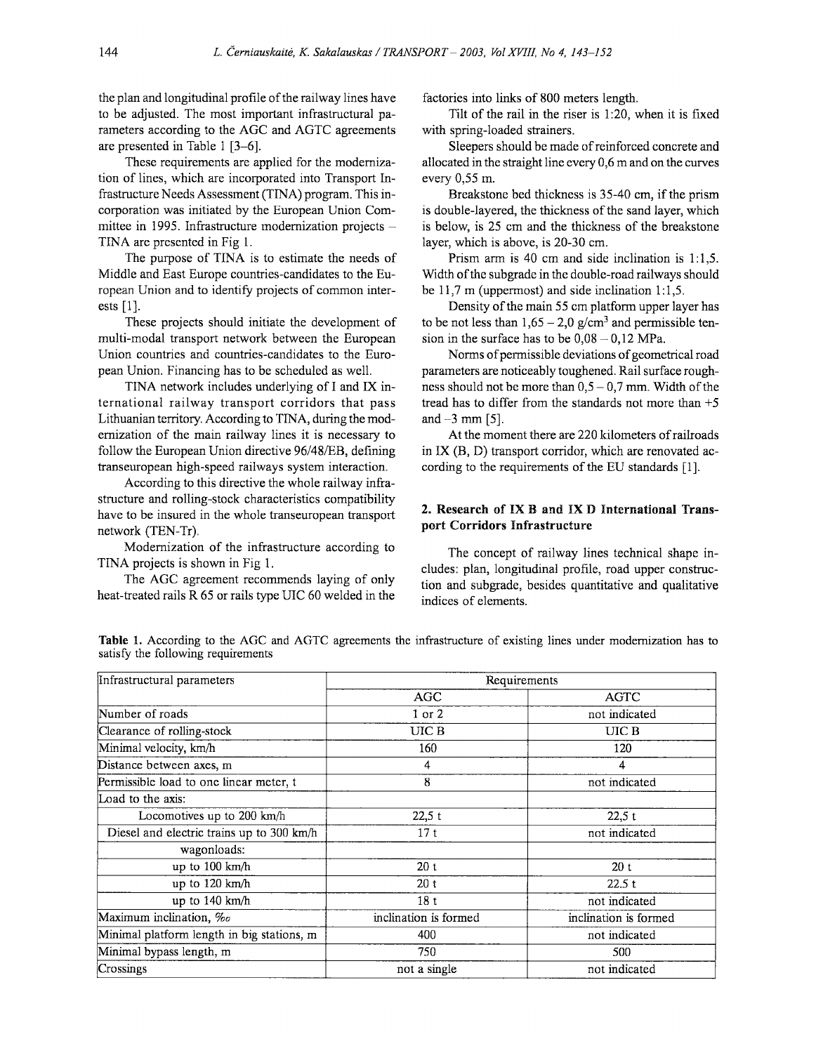the plan and longitudinal profile of the railway lines have to be adjusted. The most important infrastructural parameters according to the AGC and AGTC agreements are presented in Table 1 [3–6].

These requirements are applied for the modernization of lines, which are incorporated into Transport Infrastructure Needs Assessment (TINA) program. This incorporation was initiated by the European Union Committee in 1995. Infrastructure modernization projects – TINA are presented in Fig 1.

The purpose of TINA is to estimate the needs of Middle and East Europe countries-candidates to the European Union and to identify projects of common interests [1].

These projects should initiate the development of multi-modal transport network between the European Union countries and countries-candidates to the European Union. Financing has to be scheduled as well.

TINA network includes underlying of I and IX international railway transport corridors that pass Lithuanian territory. According to TINA, during the modernization of the main railway lines it is necessary to follow the European Union directive 96/48/EB, defining transeuropean high-speed railways system interaction.

According to this directive the whole railway infrastructure and rolling-stock characteristics compatibility have to be insured in the whole transeuropean transport network (TEN-Tr).

Modernization of the infrastructure according to TINA projects is shown in Fig 1.

The AGC agreement recommends laying of only heat-treated rails R 65 or rails type UIC 60 welded in the factories into links of 800 meters length.

Tilt of the rail in the riser is 1:20, when it is fixed with spring-loaded strainers.

Sleepers should be made of reinforced concrete and allocated in the straight line every 0,6 m and on the curves every 0,55 m.

Breakstone bed thickness is 35-40 cm, if the prism is double-layered, the thickness of the sand layer, which is below, is 25 cm and the thickness of the breakstone layer, which is above, is 20-30 cm.

Prism arm is 40 cm and side inclination is 1:1,5. Width of the subgrade in the double-road railways should be 11,7 m (uppermost) and side inclination 1:1,5.

Density of the main 55 cm platform upper layer has to be not less than 1,65 – 2,0 g/cm$^3$ and permissible tension in the surface has to be 0,08 – 0,12 MPa.

Norms of permissible deviations of geometrical road parameters are noticeably toughened. Rail surface roughness should not be more than 0,5 – 0,7 mm. Width of the tread has to differ from the standards not more than +5 and –3 mm [5].

At the moment there are 220 kilometers of railroads in IX (B, D) transport corridor, which are renovated according to the requirements of the EU standards [1].

## 2. Research of IX B and IX D International Transport Corridors Infrastructure

The concept of railway lines technical shape includes: plan, longitudinal profile, road upper construction and subgrade, besides quantitative and qualitative indices of elements.

**Table 1.** According to the AGC and AGTC agreements the infrastructure of existing lines under modernization has to satisfy the following requirements

| Infrastructural parameters | Requirements | |
|---|---|---|
| | AGC | AGTC |
| Number of roads | 1 or 2 | not indicated |
| Clearance of rolling-stock | UIC B | UIC B |
| Minimal velocity, km/h | 160 | 120 |
| Distance between axes, m | 4 | 4 |
| Permissible load to one linear meter, t | 8 | not indicated |
| Load to the axis: | | |
| Locomotives up to 200 km/h | 22,5 t | 22,5 t |
| Diesel and electric trains up to 300 km/h | 17 t | not indicated |
| wagonloads: | | |
| up to 100 km/h | 20 t | 20 t |
| up to 120 km/h | 20 t | 22.5 t |
| up to 140 km/h | 18 t | not indicated |
| Maximum inclination, ‰ | inclination is formed | inclination is formed |
| Minimal platform length in big stations, m | 400 | not indicated |
| Minimal bypass length, m | 750 | 500 |
| Crossings | not a single | not indicated |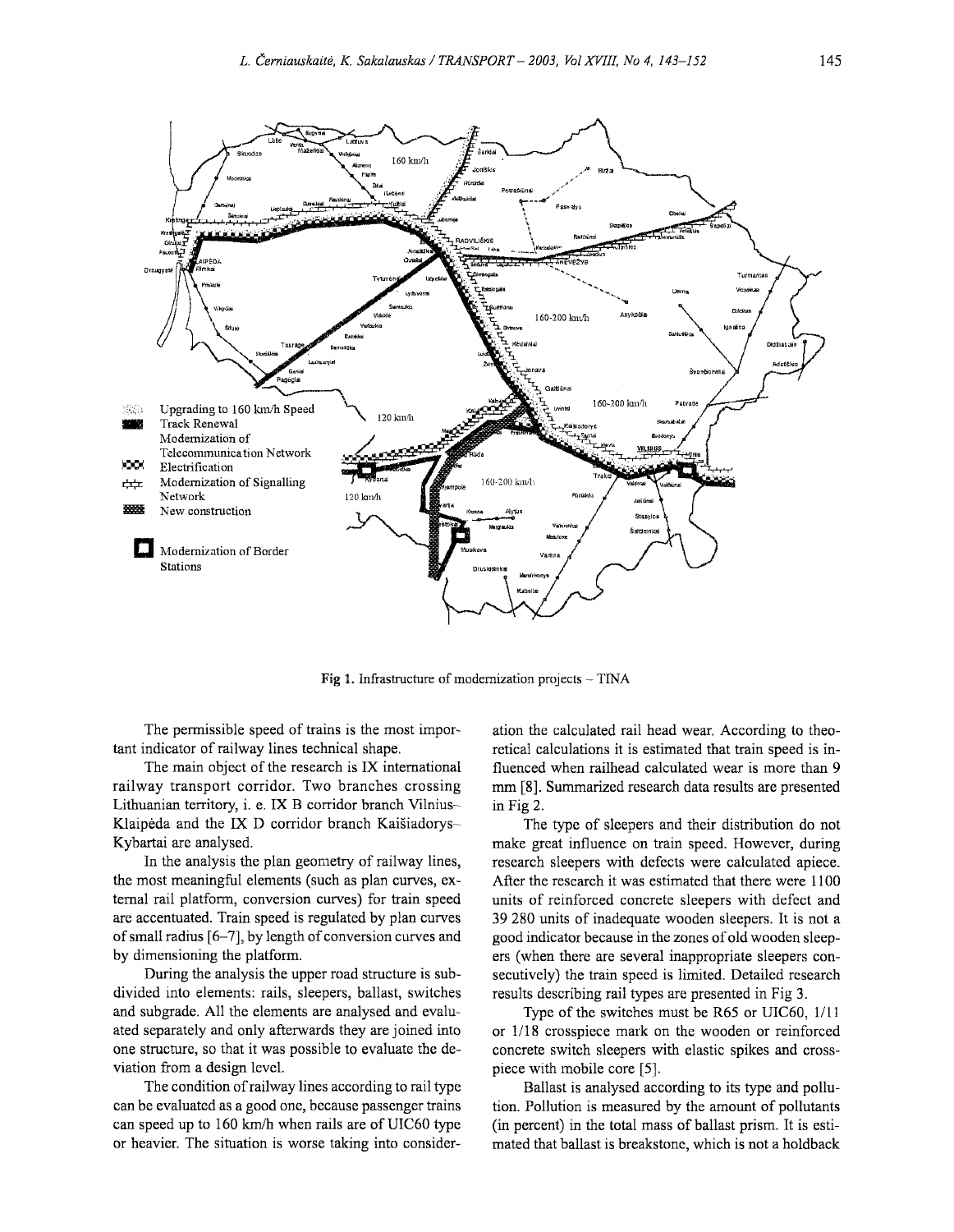Fig 1. Infrastructure of modernization projects – TINA

The permissible speed of trains is the most important indicator of railway lines technical shape.

The main object of the research is IX international railway transport corridor. Two branches crossing Lithuanian territory, i. e. IX B corridor branch Vilnius–Klaipėda and the IX D corridor branch Kaišiadorys–Kybartai are analysed.

In the analysis the plan geometry of railway lines, the most meaningful elements (such as plan curves, external rail platform, conversion curves) for train speed are accentuated. Train speed is regulated by plan curves of small radius [6–7], by length of conversion curves and by dimensioning the platform.

During the analysis the upper road structure is subdivided into elements: rails, sleepers, ballast, switches and subgrade. All the elements are analysed and evaluated separately and only afterwards they are joined into one structure, so that it was possible to evaluate the deviation from a design level.

The condition of railway lines according to rail type can be evaluated as a good one, because passenger trains can speed up to 160 km/h when rails are of UIC60 type or heavier. The situation is worse taking into consideration the calculated rail head wear. According to theoretical calculations it is estimated that train speed is influenced when railhead calculated wear is more than 9 mm [8]. Summarized research data results are presented in Fig 2.

The type of sleepers and their distribution do not make great influence on train speed. However, during research sleepers with defects were calculated apiece. After the research it was estimated that there were 1100 units of reinforced concrete sleepers with defect and 39 280 units of inadequate wooden sleepers. It is not a good indicator because in the zones of old wooden sleepers (when there are several inappropriate sleepers consecutively) the train speed is limited. Detailed research results describing rail types are presented in Fig 3.

Type of the switches must be R65 or UIC60, 1/11 or 1/18 crosspiece mark on the wooden or reinforced concrete switch sleepers with elastic spikes and crosspiece with mobile core [5].

Ballast is analysed according to its type and pollution. Pollution is measured by the amount of pollutants (in percent) in the total mass of ballast prism. It is estimated that ballast is breakstone, which is not a holdback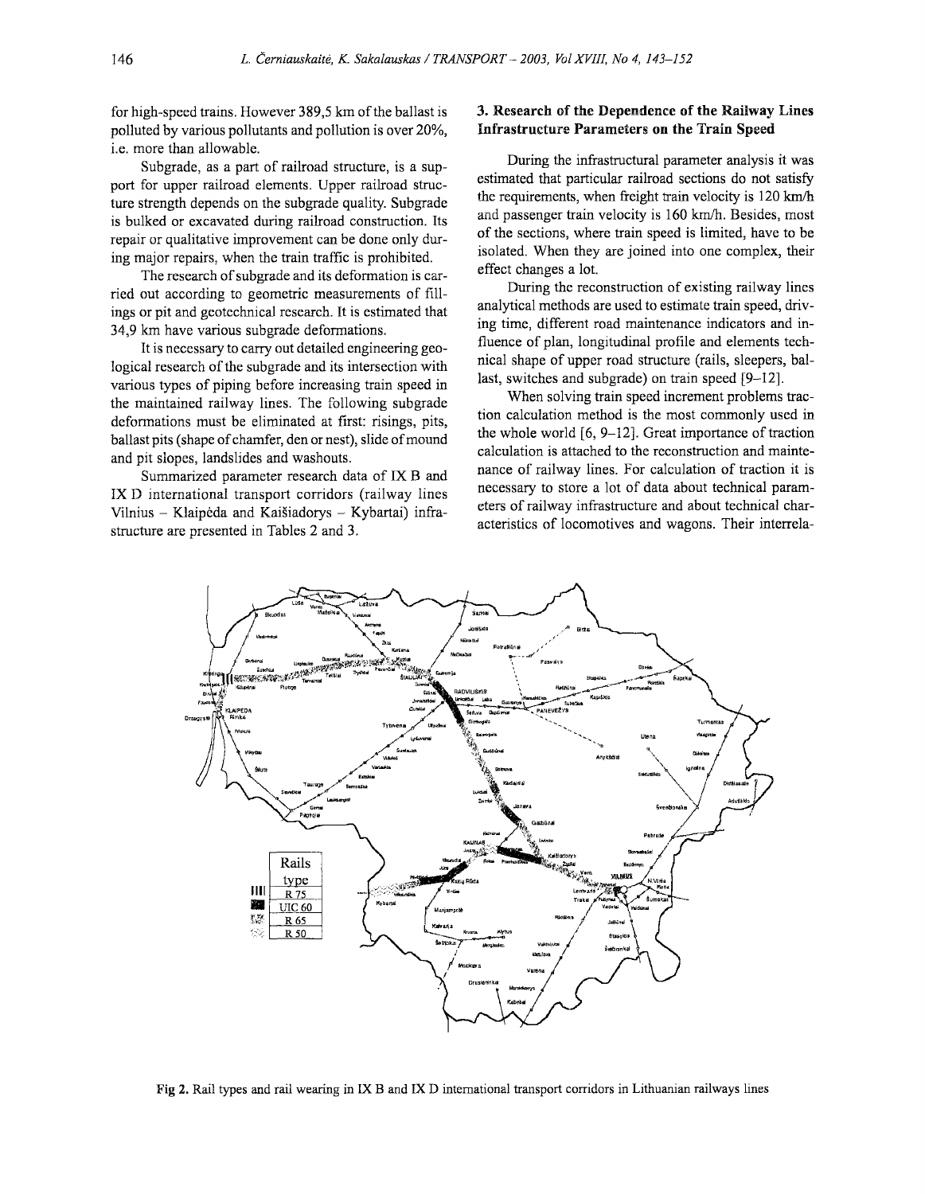for high-speed trains. However 389,5 km of the ballast is polluted by various pollutants and pollution is over 20%, i.e. more than allowable.

Subgrade, as a part of railroad structure, is a support for upper railroad elements. Upper railroad structure strength depends on the subgrade quality. Subgrade is bulked or excavated during railroad construction. Its repair or qualitative improvement can be done only during major repairs, when the train traffic is prohibited.

The research of subgrade and its deformation is carried out according to geometric measurements of fillings or pit and geotechnical research. It is estimated that 34,9 km have various subgrade deformations.

It is necessary to carry out detailed engineering geological research of the subgrade and its intersection with various types of piping before increasing train speed in the maintained railway lines. The following subgrade deformations must be eliminated at first: risings, pits, ballast pits (shape of chamfer, den or nest), slide of mound and pit slopes, landslides and washouts.

Summarized parameter research data of IX B and IX D international transport corridors (railway lines Vilnius – Klaipėda and Kaišiadorys – Kybartai) infrastructure are presented in Tables 2 and 3.

## 3. Research of the Dependence of the Railway Lines Infrastructure Parameters on the Train Speed

During the infrastructural parameter analysis it was estimated that particular railroad sections do not satisfy the requirements, when freight train velocity is 120 km/h and passenger train velocity is 160 km/h. Besides, most of the sections, where train speed is limited, have to be isolated. When they are joined into one complex, their effect changes a lot.

During the reconstruction of existing railway lines analytical methods are used to estimate train speed, driving time, different road maintenance indicators and influence of plan, longitudinal profile and elements technical shape of upper road structure (rails, sleepers, ballast, switches and subgrade) on train speed [9–12].

When solving train speed increment problems traction calculation method is the most commonly used in the whole world [6, 9–12]. Great importance of traction calculation is attached to the reconstruction and maintenance of railway lines. For calculation of traction it is necessary to store a lot of data about technical parameters of railway infrastructure and about technical characteristics of locomotives and wagons. Their interrela-

Fig 2. Rail types and rail wearing in IX B and IX D international transport corridors in Lithuanian railways lines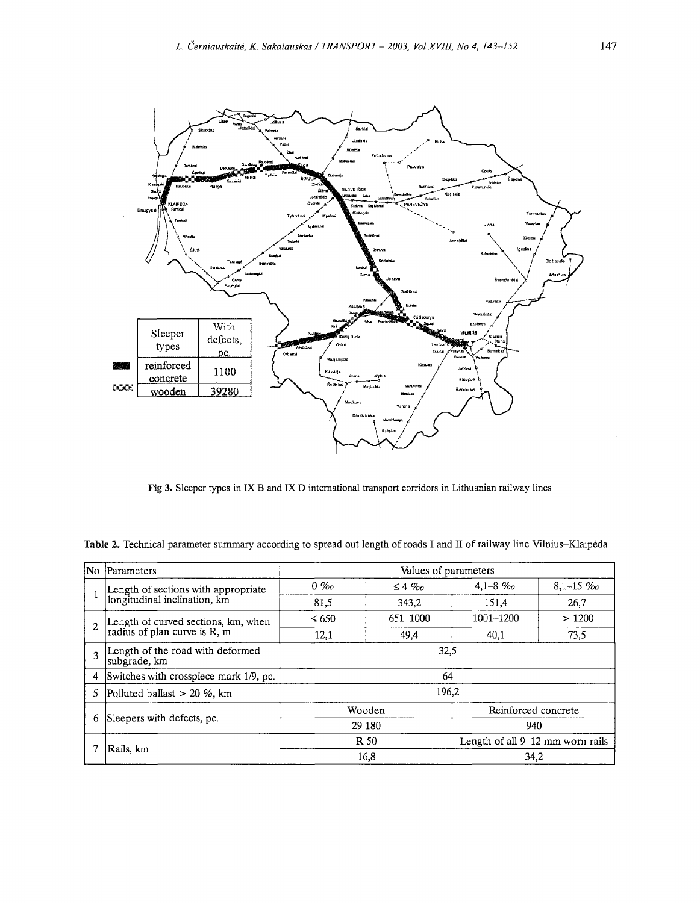| Sleeper types | With defects, pc. |
|---|---|
| reinforced concrete | 1100 |
| wooden | 39280 |

**Fig 3.** Sleeper types in IX B and IX D international transport corridors in Lithuanian railway lines

**Table 2.** Technical parameter summary according to spread out length of roads I and II of railway line Vilnius–Klaipėda

| No | Parameters | Values of parameters | | | |
|---|---|---|---|---|---|
| 1 | Length of sections with appropriate longitudinal inclination, km | 0 ‰ | ≤ 4 ‰ | 4,1–8 ‰ | 8,1–15 ‰ |
| | | 81,5 | 343,2 | 151,4 | 26,7 |
| 2 | Length of curved sections, km, when radius of plan curve is R, m | ≤ 650 | 651–1000 | 1001–1200 | > 1200 |
| | | 12,1 | 49,4 | 40,1 | 73,5 |
| 3 | Length of the road with deformed subgrade, km | 32,5 | | | |
| 4 | Switches with crosspiece mark 1/9, pc. | 64 | | | |
| 5 | Polluted ballast > 20 %, km | 196,2 | | | |
| 6 | Sleepers with defects, pc. | Wooden | | Reinforced concrete | |
| | | 29 180 | | 940 | |
| 7 | Rails, km | R 50 | | Length of all 9–12 mm worn rails | |
| | | 16,8 | | 34,2 | |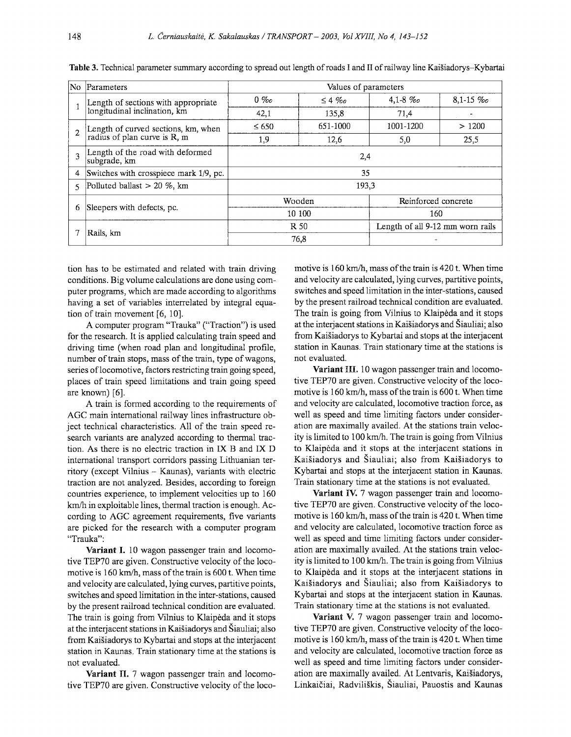**Table 3.** Technical parameter summary according to spread out length of roads I and II of railway line Kaišiadorys–Kybartai

| No | Parameters | Values of parameters | | | |
|---|---|---|---|---|---|
| 1 | Length of sections with appropriate longitudinal inclination, km | 0 ‰ | ≤ 4 ‰ | 4,1-8 ‰ | 8,1-15 ‰ |
| | | 42,1 | 135,8 | 71,4 | - |
| 2 | Length of curved sections, km, when radius of plan curve is R, m | ≤ 650 | 651-1000 | 1001-1200 | > 1200 |
| | | 1,9 | 12,6 | 5,0 | 25,5 |
| 3 | Length of the road with deformed subgrade, km | 2,4 | | | |
| 4 | Switches with crosspiece mark 1/9, pc. | 35 | | | |
| 5 | Polluted ballast > 20 %, km | 193,3 | | | |
| 6 | Sleepers with defects, pc. | Wooden | | Reinforced concrete | |
| | | 10 100 | | 160 | |
| 7 | Rails, km | R 50 | | Length of all 9-12 mm worn rails | |
| | | 76,8 | | - | |

tion has to be estimated and related with train driving conditions. Big volume calculations are done using computer programs, which are made according to algorithms having a set of variables interrelated by integral equation of train movement [6, 10].

A computer program "Trauka" ("Traction") is used for the research. It is applied calculating train speed and driving time (when road plan and longitudinal profile, number of train stops, mass of the train, type of wagons, series of locomotive, factors restricting train going speed, places of train speed limitations and train going speed are known) [6].

A train is formed according to the requirements of AGC main international railway lines infrastructure object technical characteristics. All of the train speed research variants are analyzed according to thermal traction. As there is no electric traction in IX B and IX D international transport corridors passing Lithuanian territory (except Vilnius – Kaunas), variants with electric traction are not analyzed. Besides, according to foreign countries experience, to implement velocities up to 160 km/h in exploitable lines, thermal traction is enough. According to AGC agreement requirements, five variants are picked for the research with a computer program "Trauka":

**Variant I.** 10 wagon passenger train and locomotive TEP70 are given. Constructive velocity of the locomotive is 160 km/h, mass of the train is 600 t. When time and velocity are calculated, lying curves, partitive points, switches and speed limitation in the inter-stations, caused by the present railroad technical condition are evaluated. The train is going from Vilnius to Klaipėda and it stops at the interjacent stations in Kaišiadorys and Šiauliai; also from Kaišiadorys to Kybartai and stops at the interjacent station in Kaunas. Train stationary time at the stations is not evaluated.

**Variant II.** 7 wagon passenger train and locomotive TEP70 are given. Constructive velocity of the locomotive is 160 km/h, mass of the train is 420 t. When time and velocity are calculated, lying curves, partitive points, switches and speed limitation in the inter-stations, caused by the present railroad technical condition are evaluated. The train is going from Vilnius to Klaipėda and it stops at the interjacent stations in Kaišiadorys and Šiauliai; also from Kaišiadorys to Kybartai and stops at the interjacent station in Kaunas. Train stationary time at the stations is not evaluated.

**Variant III.** 10 wagon passenger train and locomotive TEP70 are given. Constructive velocity of the locomotive is 160 km/h, mass of the train is 600 t. When time and velocity are calculated, locomotive traction force, as well as speed and time limiting factors under consideration are maximally availed. At the stations train velocity is limited to 100 km/h. The train is going from Vilnius to Klaipėda and it stops at the interjacent stations in Kaišiadorys and Šiauliai; also from Kaišiadorys to Kybartai and stops at the interjacent station in Kaunas. Train stationary time at the stations is not evaluated.

**Variant IV.** 7 wagon passenger train and locomotive TEP70 are given. Constructive velocity of the locomotive is 160 km/h, mass of the train is 420 t. When time and velocity are calculated, locomotive traction force as well as speed and time limiting factors under consideration are maximally availed. At the stations train velocity is limited to 100 km/h. The train is going from Vilnius to Klaipėda and it stops at the interjacent stations in Kaišiadorys and Šiauliai; also from Kaišiadorys to Kybartai and stops at the interjacent station in Kaunas. Train stationary time at the stations is not evaluated.

**Variant V.** 7 wagon passenger train and locomotive TEP70 are given. Constructive velocity of the locomotive is 160 km/h, mass of the train is 420 t. When time and velocity are calculated, locomotive traction force as well as speed and time limiting factors under consideration are maximally availed. At Lentvaris, Kaišiadorys, Linkaičiai, Radviliškis, Šiauliai, Pauostis and Kaunas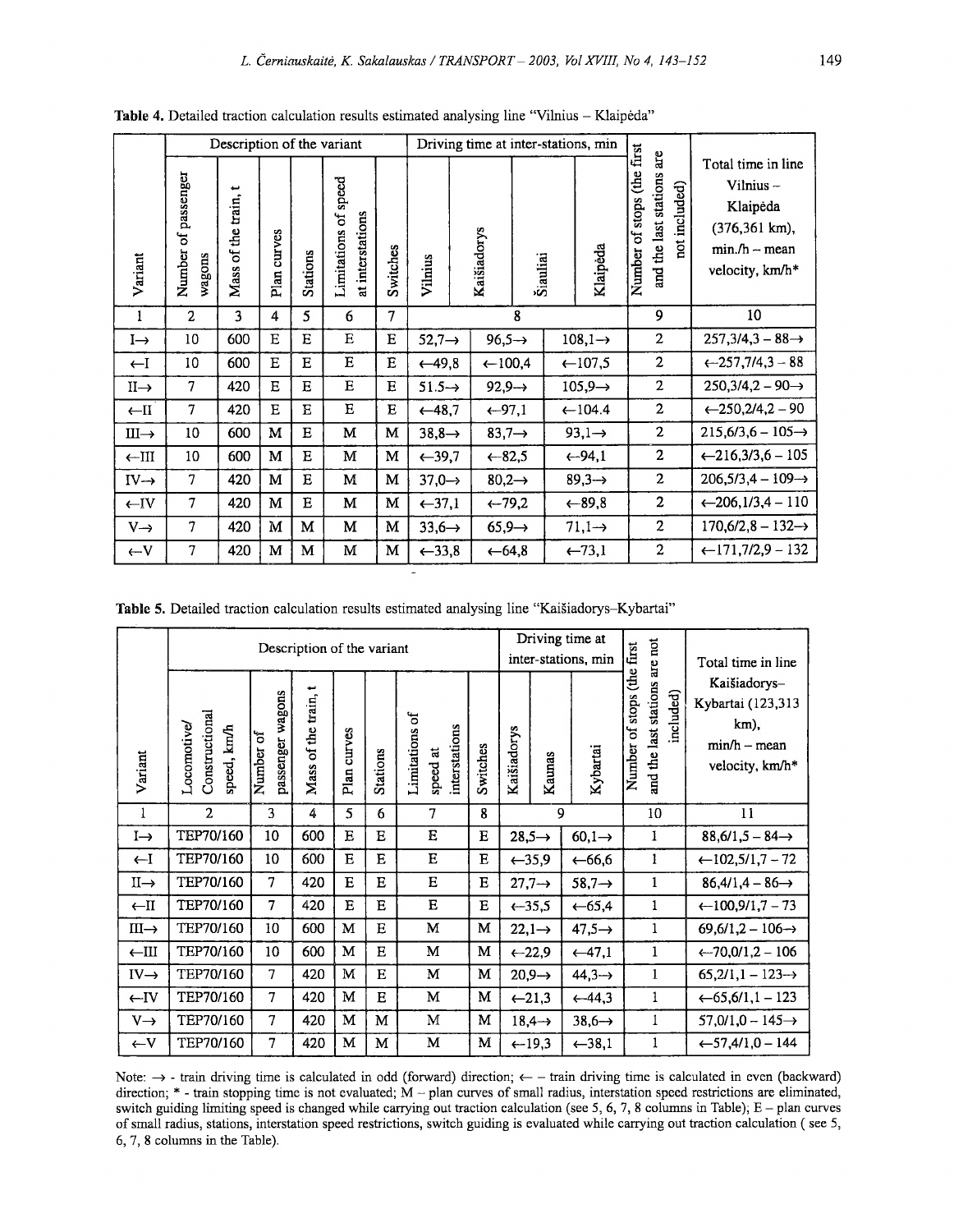**Table 4.** Detailed traction calculation results estimated analysing line "Vilnius – Klaipėda"

| Variant | Description of the variant | | | | | | Driving time at inter-stations, min | | | Number of stops (the first and the last stations are not included) | Total time in line Vilnius – Klaipėda (376,361 km), min./h – mean velocity, km/h* |
|---|---|---|---|---|---|---|---|---|---|---|---|
| | Number of passenger wagons | Mass of the train, t | Plan curves | Stations | Limitations of speed at interstations | Switches | Vilnius – Kaišiadorys | Kaišiadorys – Šiauliai | Šiauliai – Klaipėda | | |
| 1 | 2 | 3 | 4 | 5 | 6 | 7 | 8 | | | 9 | 10 |
| I→ | 10 | 600 | E | E | E | E | 52,7→ | 96,5→ | 108,1→ | 2 | 257,3/4,3 – 88→ |
| ←I | 10 | 600 | E | E | E | E | ←49,8 | ←100,4 | ←107,5 | 2 | ←257,7/4,3 – 88 |
| II→ | 7 | 420 | E | E | E | E | 51.5→ | 92,9→ | 105,9→ | 2 | 250,3/4,2 – 90→ |
| ←II | 7 | 420 | E | E | E | E | ←48,7 | ←97,1 | ←104.4 | 2 | ←250,2/4,2 – 90 |
| III→ | 10 | 600 | M | E | M | M | 38,8→ | 83,7→ | 93,1→ | 2 | 215,6/3,6 – 105→ |
| ←III | 10 | 600 | M | E | M | M | ←39,7 | ←82,5 | ←94,1 | 2 | ←216,3/3,6 – 105 |
| IV→ | 7 | 420 | M | E | M | M | 37,0→ | 80,2→ | 89,3→ | 2 | 206,5/3,4 – 109→ |
| ←IV | 7 | 420 | M | E | M | M | ←37,1 | ←79,2 | ←89,8 | 2 | ←206,1/3,4 – 110 |
| V→ | 7 | 420 | M | M | M | M | 33,6→ | 65,9→ | 71,1→ | 2 | 170,6/2,8 – 132→ |
| ←V | 7 | 420 | M | M | M | M | ←33,8 | ←64,8 | ←73,1 | 2 | ←171,7/2,9 – 132 |

**Table 5.** Detailed traction calculation results estimated analysing line "Kaišiadorys–Kybartai"

| Variant | Description of the variant | | | | | | | | Driving time at inter-stations, min | | Number of stops (the first and the last stations are not included) | Total time in line Kaišiadorys–Kybartai (123,313 km), min/h – mean velocity, km/h* |
|---|---|---|---|---|---|---|---|---|---|---|---|---|
| | Locomotive/ Constructional speed, km/h | Number of passenger wagons | Mass of the train, t | Plan curves | Stations | Limitations of speed at interstations | Switches | | Kaišiadorys – Kaunas | Kaunas – Kybartai | | |
| 1 | 2 | 3 | 4 | 5 | 6 | 7 | 8 | | 9 | | 10 | 11 |
| I→ | TEP70/160 | 10 | 600 | E | E | E | E | | 28,5→ | 60,1→ | 1 | 88,6/1,5 – 84→ |
| ←I | TEP70/160 | 10 | 600 | E | E | E | E | | ←35,9 | ←66,6 | 1 | ←102,5/1,7 – 72 |
| II→ | TEP70/160 | 7 | 420 | E | E | E | E | | 27,7→ | 58,7→ | 1 | 86,4/1,4 – 86→ |
| ←II | TEP70/160 | 7 | 420 | E | E | E | E | | ←35,5 | ←65,4 | 1 | ←100,9/1,7 – 73 |
| III→ | TEP70/160 | 10 | 600 | M | E | M | M | | 22,1→ | 47,5→ | 1 | 69,6/1,2 – 106→ |
| ←III | TEP70/160 | 10 | 600 | M | E | M | M | | ←22,9 | ←47,1 | 1 | ←70,0/1,2 – 106 |
| IV→ | TEP70/160 | 7 | 420 | M | E | M | M | | 20,9→ | 44,3→ | 1 | 65,2/1,1 – 123→ |
| ←IV | TEP70/160 | 7 | 420 | M | E | M | M | | ←21,3 | ←44,3 | 1 | ←65,6/1,1 – 123 |
| V→ | TEP70/160 | 7 | 420 | M | M | M | M | | 18,4→ | 38,6→ | 1 | 57,0/1,0 – 145→ |
| ←V | TEP70/160 | 7 | 420 | M | M | M | M | | ←19,3 | ←38,1 | 1 | ←57,4/1,0 – 144 |

Note: → - train driving time is calculated in odd (forward) direction; ← – train driving time is calculated in even (backward) direction; * - train stopping time is not evaluated; M – plan curves of small radius, interstation speed restrictions are eliminated, switch guiding limiting speed is changed while carrying out traction calculation (see 5, 6, 7, 8 columns in Table); E – plan curves of small radius, stations, interstation speed restrictions, switch guiding is evaluated while carrying out traction calculation ( see 5, 6, 7, 8 columns in the Table).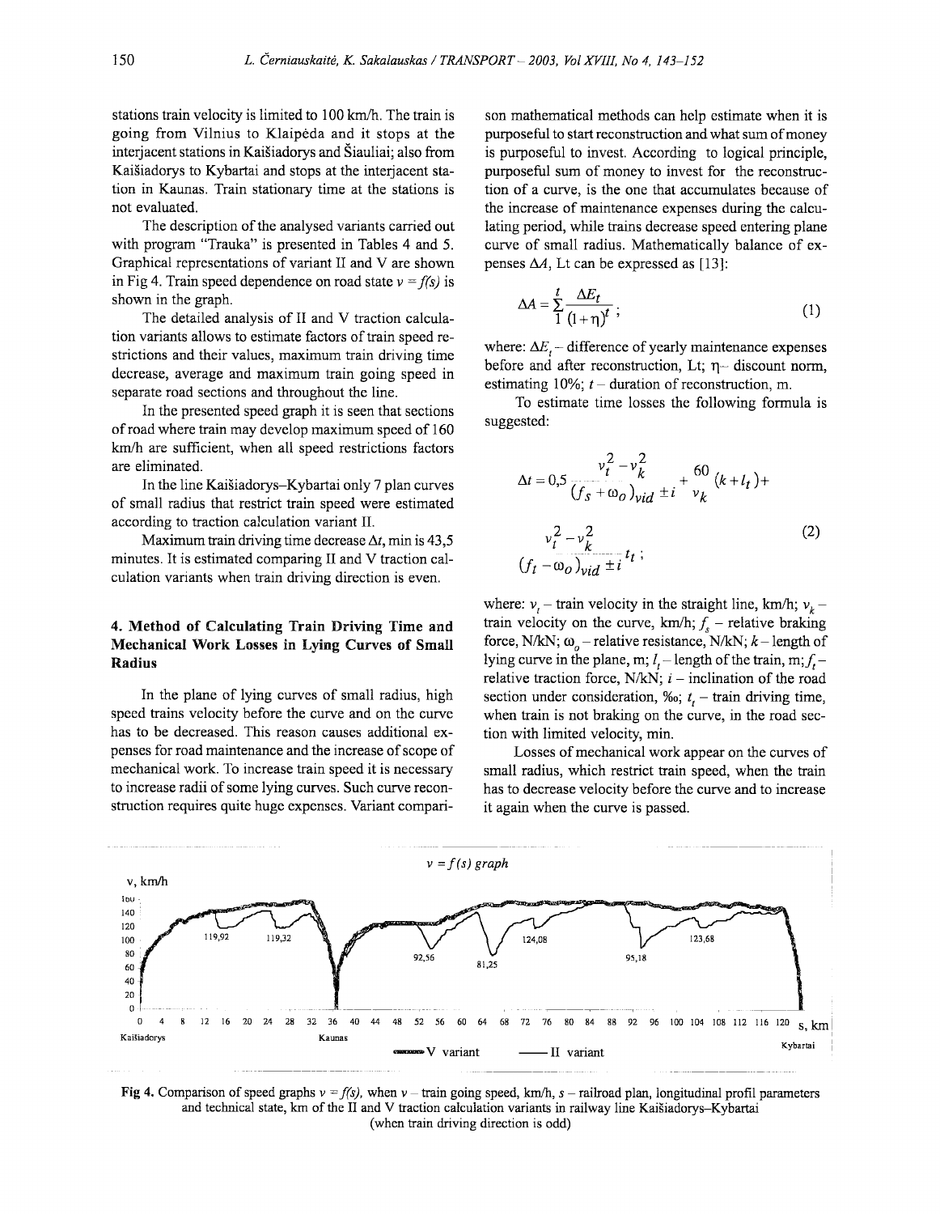stations train velocity is limited to 100 km/h. The train is going from Vilnius to Klaipėda and it stops at the interjacent stations in Kaišiadorys and Šiauliai; also from Kaišiadorys to Kybartai and stops at the interjacent station in Kaunas. Train stationary time at the stations is not evaluated.

The description of the analysed variants carried out with program "Trauka" is presented in Tables 4 and 5. Graphical representations of variant II and V are shown in Fig 4. Train speed dependence on road state $v = f(s)$ is shown in the graph.

The detailed analysis of II and V traction calculation variants allows to estimate factors of train speed restrictions and their values, maximum train driving time decrease, average and maximum train going speed in separate road sections and throughout the line.

In the presented speed graph it is seen that sections of road where train may develop maximum speed of 160 km/h are sufficient, when all speed restrictions factors are eliminated.

In the line Kaišiadorys–Kybartai only 7 plan curves of small radius that restrict train speed were estimated according to traction calculation variant II.

Maximum train driving time decrease $\Delta t$, min is 43,5 minutes. It is estimated comparing II and V traction calculation variants when train driving direction is even.

## 4. Method of Calculating Train Driving Time and Mechanical Work Losses in Lying Curves of Small Radius

In the plane of lying curves of small radius, high speed trains velocity before the curve and on the curve has to be decreased. This reason causes additional expenses for road maintenance and the increase of scope of mechanical work. To increase train speed it is necessary to increase radii of some lying curves. Such curve reconstruction requires quite huge expenses. Variant comparison mathematical methods can help estimate when it is purposeful to start reconstruction and what sum of money is purposeful to invest. According to logical principle, purposeful sum of money to invest for the reconstruction of a curve, is the one that accumulates because of the increase of maintenance expenses during the calculating period, while trains decrease speed entering plane curve of small radius. Mathematically balance of expenses $\Delta A$, Lt can be expressed as [13]:

$$\Delta A = \sum_{1}^{t} \frac{\Delta E_t}{(1+\eta)^t}; \tag{1}$$

where: $\Delta E_t$ – difference of yearly maintenance expenses before and after reconstruction, Lt; $\eta$ – discount norm, estimating 10%; $t$ – duration of reconstruction, m.

To estimate time losses the following formula is suggested:

$$\Delta t = 0{,}5 \frac{v_t^2 - v_k^2}{(f_s + \omega_o)_{vid} \pm i} + \frac{60}{v_k}(k + l_t) + \frac{v_t^2 - v_k^2}{(f_t - \omega_o)_{vid} \pm i} t_t; \tag{2}$$

where: $v_t$ – train velocity in the straight line, km/h; $v_k$ – train velocity on the curve, km/h; $f_s$ – relative braking force, N/kN; $\omega_o$ – relative resistance, N/kN; $k$ – length of lying curve in the plane, m; $l_t$ – length of the train, m; $f_t$ – relative traction force, N/kN; $i$ – inclination of the road section under consideration, ‰; $t_t$ – train driving time, when train is not braking on the curve, in the road section with limited velocity, min.

Losses of mechanical work appear on the curves of small radius, which restrict train speed, when the train has to decrease velocity before the curve and to increase it again when the curve is passed.

**Fig 4.** Comparison of speed graphs $v = f(s)$, when $v$ – train going speed, km/h, $s$ – railroad plan, longitudinal profil parameters and technical state, km of the II and V traction calculation variants in railway line Kaišiadorys–Kybartai (when train driving direction is odd)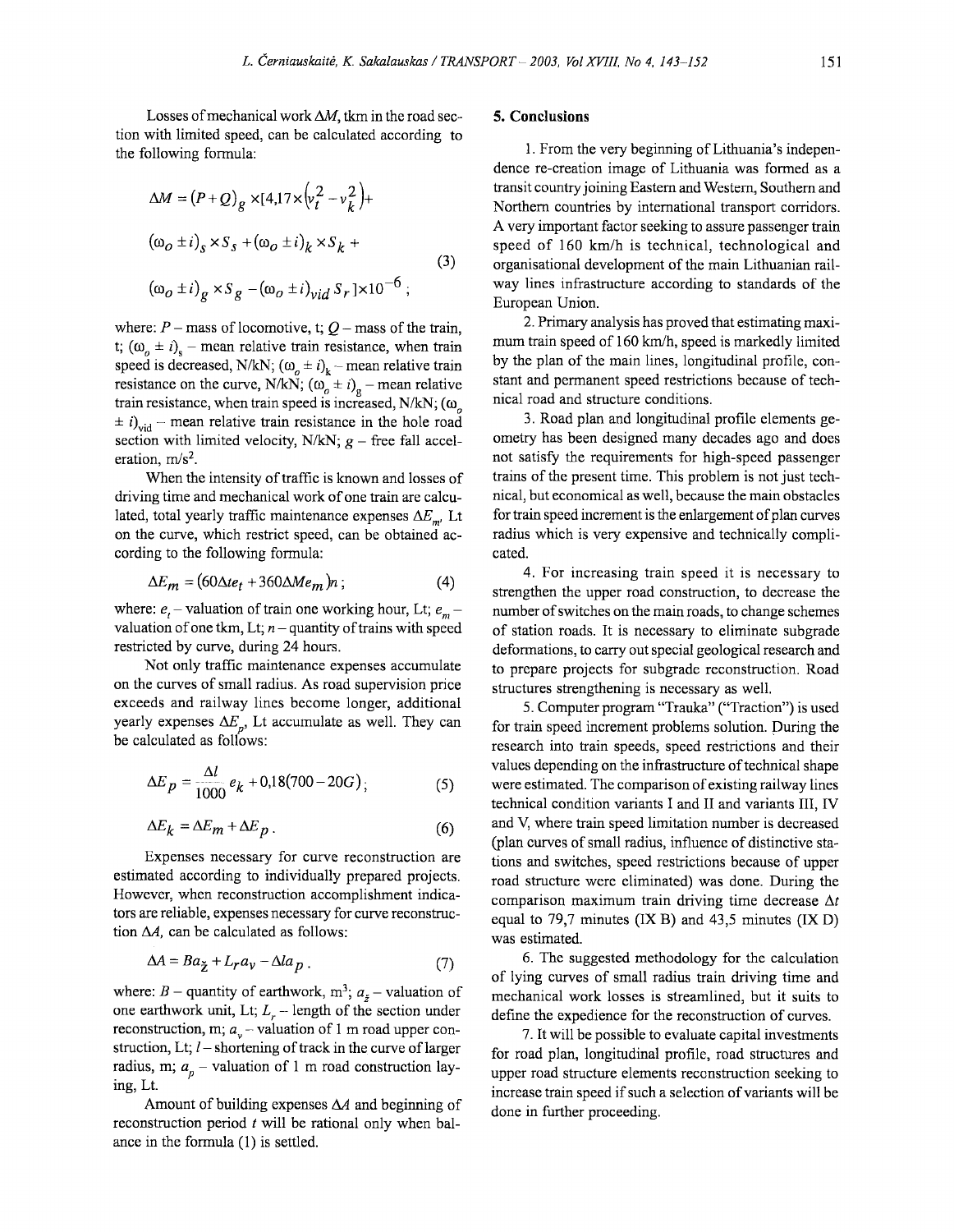Losses of mechanical work $\Delta M$, tkm in the road section with limited speed, can be calculated according to the following formula:

$$\Delta M = (P+Q)_g \times [4{,}17 \times (v_t^2 - v_k^2) + (\omega_o \pm i)_s \times S_s + (\omega_o \pm i)_k \times S_k + (\omega_o \pm i)_g \times S_g - (\omega_o \pm i)_{vid} S_r] \times 10^{-6}; \quad (3)$$

where: $P$ – mass of locomotive, t; $Q$ – mass of the train, t; $(\omega_o \pm i)_s$ – mean relative train resistance, when train speed is decreased, N/kN; $(\omega_o \pm i)_k$ – mean relative train resistance on the curve, N/kN; $(\omega_o \pm i)_g$ – mean relative train resistance, when train speed is increased, N/kN; $(\omega_o \pm i)_{vid}$ – mean relative train resistance in the hole road section with limited velocity, N/kN; $g$ – free fall acceleration, m/s$^2$.

When the intensity of traffic is known and losses of driving time and mechanical work of one train are calculated, total yearly traffic maintenance expenses $\Delta E_m$, Lt on the curve, which restrict speed, can be obtained according to the following formula:

$$\Delta E_m = (60 \Delta t e_t + 360 \Delta M e_m) n; \quad (4)$$

where: $e_t$ – valuation of train one working hour, Lt; $e_m$ – valuation of one tkm, Lt; $n$ – quantity of trains with speed restricted by curve, during 24 hours.

Not only traffic maintenance expenses accumulate on the curves of small radius. As road supervision price exceeds and railway lines become longer, additional yearly expenses $\Delta E_p$, Lt accumulate as well. They can be calculated as follows:

$$\Delta E_p = \frac{\Delta l}{1000} e_k + 0{,}18(700 - 20G); \quad (5)$$

$$\Delta E_k = \Delta E_m + \Delta E_p. \quad (6)$$

Expenses necessary for curve reconstruction are estimated according to individually prepared projects. However, when reconstruction accomplishment indicators are reliable, expenses necessary for curve reconstruction $\Delta A$, can be calculated as follows:

$$\Delta A = B a_{\check{z}} + L_r a_v - \Delta l a_p. \quad (7)$$

where: $B$ – quantity of earthwork, m$^3$; $a_{\check{z}}$ – valuation of one earthwork unit, Lt; $L_r$ – length of the section under reconstruction, m; $a_v$ – valuation of 1 m road upper construction, Lt; $l$ – shortening of track in the curve of larger radius, m; $a_p$ – valuation of 1 m road construction laying, Lt.

Amount of building expenses $\Delta A$ and beginning of reconstruction period $t$ will be rational only when balance in the formula (1) is settled.

## 5. Conclusions

1. From the very beginning of Lithuania's independence re-creation image of Lithuania was formed as a transit country joining Eastern and Western, Southern and Northern countries by international transport corridors. A very important factor seeking to assure passenger train speed of 160 km/h is technical, technological and organisational development of the main Lithuanian railway lines infrastructure according to standards of the European Union.

2. Primary analysis has proved that estimating maximum train speed of 160 km/h, speed is markedly limited by the plan of the main lines, longitudinal profile, constant and permanent speed restrictions because of technical road and structure conditions.

3. Road plan and longitudinal profile elements geometry has been designed many decades ago and does not satisfy the requirements for high-speed passenger trains of the present time. This problem is not just technical, but economical as well, because the main obstacles for train speed increment is the enlargement of plan curves radius which is very expensive and technically complicated.

4. For increasing train speed it is necessary to strengthen the upper road construction, to decrease the number of switches on the main roads, to change schemes of station roads. It is necessary to eliminate subgrade deformations, to carry out special geological research and to prepare projects for subgrade reconstruction. Road structures strengthening is necessary as well.

5. Computer program "Trauka" ("Traction") is used for train speed increment problems solution. During the research into train speeds, speed restrictions and their values depending on the infrastructure of technical shape were estimated. The comparison of existing railway lines technical condition variants I and II and variants III, IV and V, where train speed limitation number is decreased (plan curves of small radius, influence of distinctive stations and switches, speed restrictions because of upper road structure were eliminated) was done. During the comparison maximum train driving time decrease $\Delta t$ equal to 79,7 minutes (IX B) and 43,5 minutes (IX D) was estimated.

6. The suggested methodology for the calculation of lying curves of small radius train driving time and mechanical work losses is streamlined, but it suits to define the expedience for the reconstruction of curves.

7. It will be possible to evaluate capital investments for road plan, longitudinal profile, road structures and upper road structure elements reconstruction seeking to increase train speed if such a selection of variants will be done in further proceeding.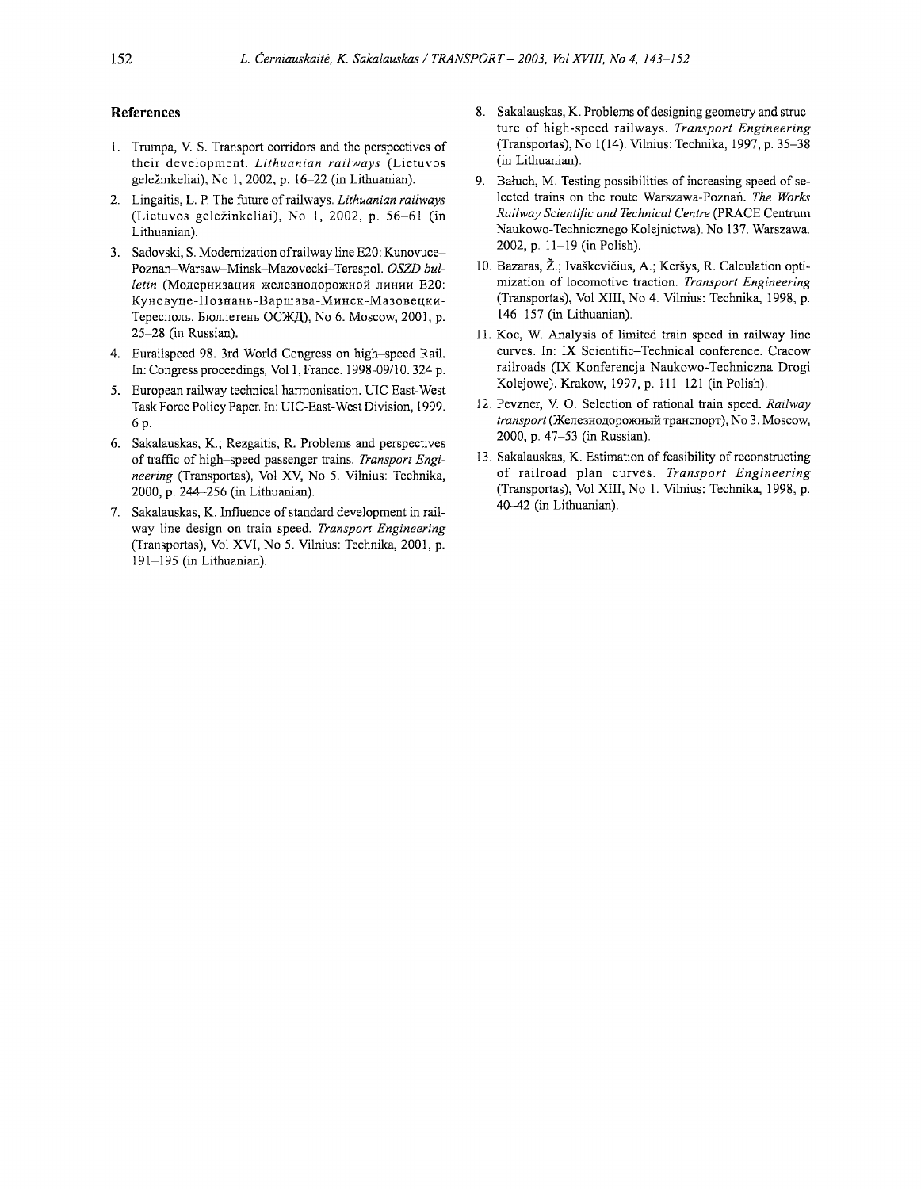## References

1. Trumpa, V. S. Transport corridors and the perspectives of their development. *Lithuanian railways* (Lietuvos geležinkeliai), No 1, 2002, p. 16–22 (in Lithuanian).
2. Lingaitis, L. P. The future of railways. *Lithuanian railways* (Lietuvos geležinkeliai), No 1, 2002, p. 56–61 (in Lithuanian).
3. Sadovski, S. Modernization of railway line E20: Kunovuce–Poznan–Warsaw–Minsk–Mazovecki–Terespol. *OSZD bulletin* (Модернизация железнодорожной линии E20: Куновуце-Познань-Варшава-Минск-Мазовецки-Тересполь. Бюллетень ОСЖД), No 6. Moscow, 2001, p. 25–28 (in Russian).
4. Eurailspeed 98. 3rd World Congress on high–speed Rail. In: Congress proceedings, Vol 1, France. 1998-09/10. 324 p.
5. European railway technical harmonisation. UIC East-West Task Force Policy Paper. In: UIC-East-West Division, 1999. 6 p.
6. Sakalauskas, K.; Rezgaitis, R. Problems and perspectives of traffic of high–speed passenger trains. *Transport Engineering* (Transportas), Vol XV, No 5. Vilnius: Technika, 2000, p. 244–256 (in Lithuanian).
7. Sakalauskas, K. Influence of standard development in railway line design on train speed. *Transport Engineering* (Transportas), Vol XVI, No 5. Vilnius: Technika, 2001, p. 191–195 (in Lithuanian).
8. Sakalauskas, K. Problems of designing geometry and structure of high-speed railways. *Transport Engineering* (Transportas), No 1(14). Vilnius: Technika, 1997, p. 35–38 (in Lithuanian).
9. Bałuch, M. Testing possibilities of increasing speed of selected trains on the route Warszawa-Poznań. *The Works Railway Scientific and Technical Centre* (PRACE Centrum Naukowo-Technicznego Kolejnictwa). No 137. Warszawa. 2002, p. 11–19 (in Polish).
10. Bazaras, Ž.; Ivaškevičius, A.; Keršys, R. Calculation optimization of locomotive traction. *Transport Engineering* (Transportas), Vol XIII, No 4. Vilnius: Technika, 1998, p. 146–157 (in Lithuanian).
11. Koc, W. Analysis of limited train speed in railway line curves. In: IX Scientific–Technical conference. Cracow railroads (IX Konferencja Naukowo-Techniczna Drogi Kolejowe). Krakow, 1997, p. 111–121 (in Polish).
12. Pevzner, V. O. Selection of rational train speed. *Railway transport* (Железнодорожный транспорт), No 3. Moscow, 2000, p. 47–53 (in Russian).
13. Sakalauskas, K. Estimation of feasibility of reconstructing of railroad plan curves. *Transport Engineering* (Transportas), Vol XIII, No 1. Vilnius: Technika, 1998, p. 40–42 (in Lithuanian).